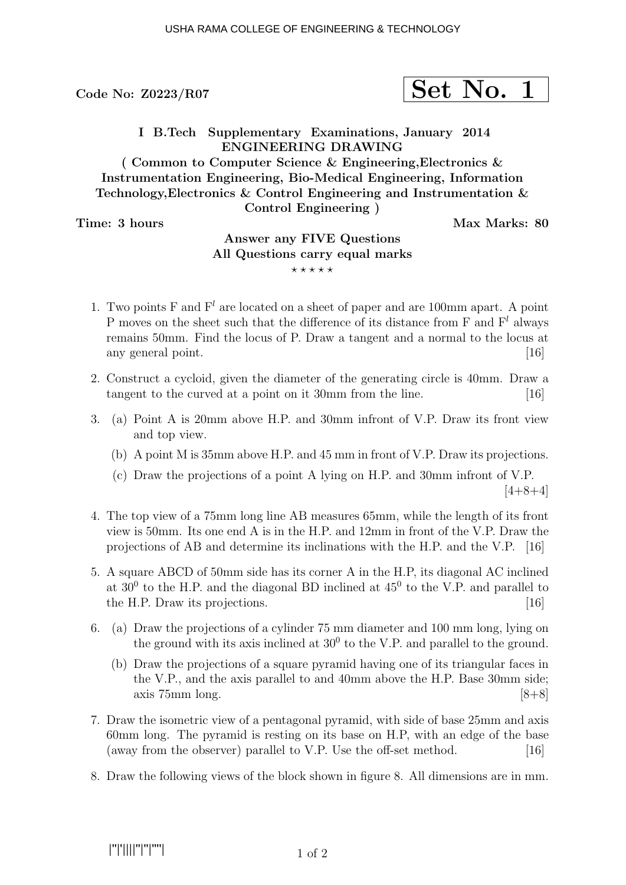Code No: Z0223/R07

**Set No. 1**

**I B.Tech Supplementary Examinations, January 2014**
**ENGINEERING DRAWING**
**( Common to Computer Science & Engineering,Electronics & Instrumentation Engineering, Bio-Medical Engineering, Information Technology,Electronics & Control Engineering and Instrumentation & Control Engineering )**

**Time: 3 hours** **Max Marks: 80**

**Answer any FIVE Questions**
**All Questions carry equal marks**

⋆ ⋆ ⋆ ⋆ ⋆

1. Two points F and $F^l$ are located on a sheet of paper and are 100mm apart. A point P moves on the sheet such that the difference of its distance from F and $F^l$ always remains 50mm. Find the locus of P. Draw a tangent and a normal to the locus at any general point. [16]

2. Construct a cycloid, given the diameter of the generating circle is 40mm. Draw a tangent to the curved at a point on it 30mm from the line. [16]

3. (a) Point A is 20mm above H.P. and 30mm infront of V.P. Draw its front view and top view.
   (b) A point M is 35mm above H.P. and 45 mm in front of V.P. Draw its projections.
   (c) Draw the projections of a point A lying on H.P. and 30mm infront of V.P. [4+8+4]

4. The top view of a 75mm long line AB measures 65mm, while the length of its front view is 50mm. Its one end A is in the H.P. and 12mm in front of the V.P. Draw the projections of AB and determine its inclinations with the H.P. and the V.P. [16]

5. A square ABCD of 50mm side has its corner A in the H.P, its diagonal AC inclined at $30^0$ to the H.P. and the diagonal BD inclined at $45^0$ to the V.P. and parallel to the H.P. Draw its projections. [16]

6. (a) Draw the projections of a cylinder 75 mm diameter and 100 mm long, lying on the ground with its axis inclined at $30^0$ to the V.P. and parallel to the ground.
   (b) Draw the projections of a square pyramid having one of its triangular faces in the V.P., and the axis parallel to and 40mm above the H.P. Base 30mm side; axis 75mm long. [8+8]

7. Draw the isometric view of a pentagonal pyramid, with side of base 25mm and axis 60mm long. The pyramid is resting on its base on H.P, with an edge of the base (away from the observer) parallel to V.P. Use the off-set method. [16]

8. Draw the following views of the block shown in figure 8. All dimensions are in mm.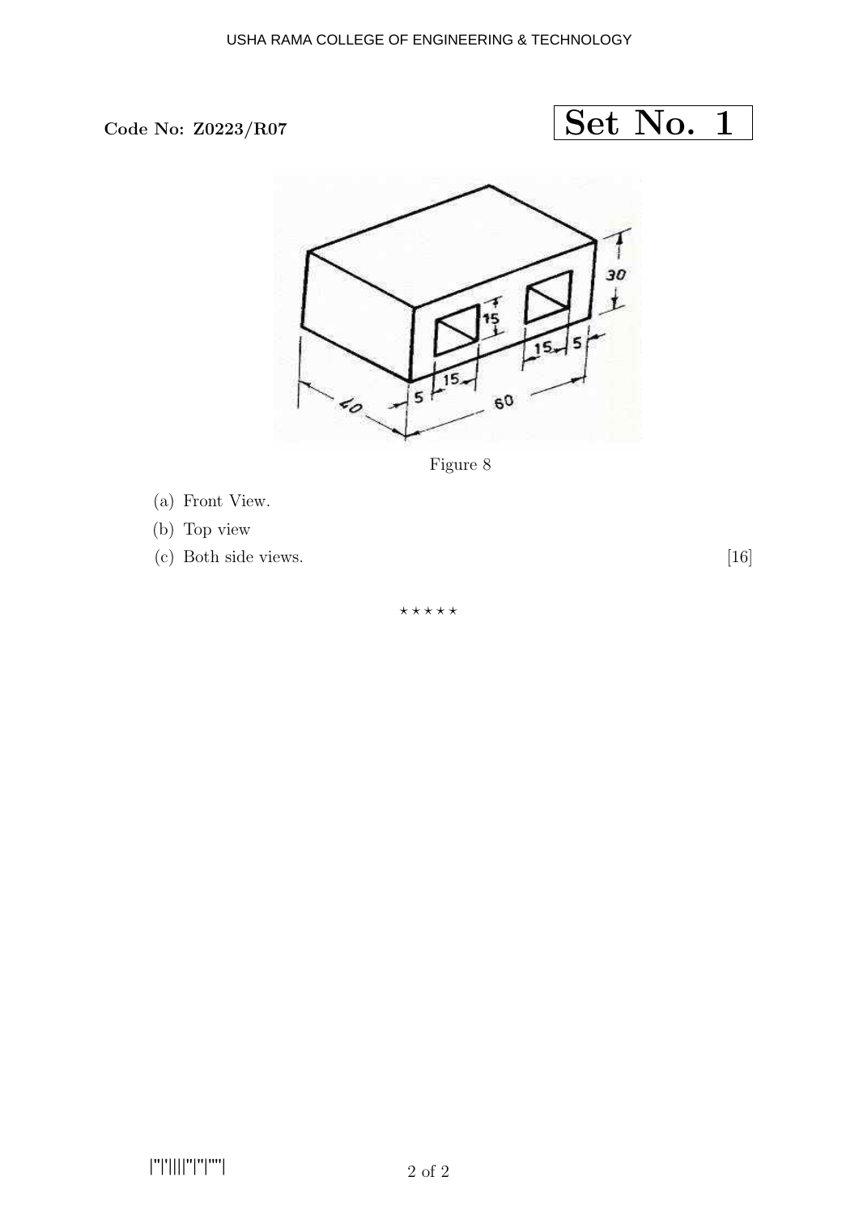**Code No: Z0223/R07**

**Set No. 1**

Figure 8

(a) Front View.

(b) Top view

(c) Both side views. [16]

⋆ ⋆ ⋆ ⋆ ⋆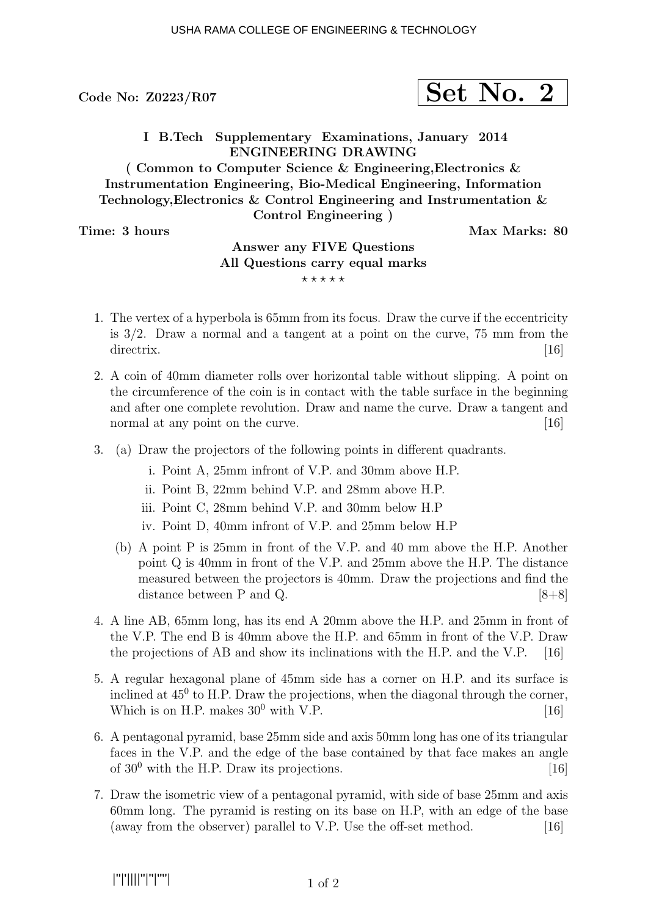Code No: Z0223/R07

**Set No. 2**

**I B.Tech Supplementary Examinations, January 2014**
**ENGINEERING DRAWING**
**( Common to Computer Science & Engineering, Electronics & Instrumentation Engineering, Bio-Medical Engineering, Information Technology, Electronics & Control Engineering and Instrumentation & Control Engineering )**

**Time: 3 hours** | **Max Marks: 80**

**Answer any FIVE Questions**
**All Questions carry equal marks**

⋆ ⋆ ⋆ ⋆ ⋆

1. The vertex of a hyperbola is 65mm from its focus. Draw the curve if the eccentricity is 3/2. Draw a normal and a tangent at a point on the curve, 75 mm from the directrix. [16]

2. A coin of 40mm diameter rolls over horizontal table without slipping. A point on the circumference of the coin is in contact with the table surface in the beginning and after one complete revolution. Draw and name the curve. Draw a tangent and normal at any point on the curve. [16]

3. (a) Draw the projectors of the following points in different quadrants.
   i. Point A, 25mm infront of V.P. and 30mm above H.P.
   ii. Point B, 22mm behind V.P. and 28mm above H.P.
   iii. Point C, 28mm behind V.P. and 30mm below H.P
   iv. Point D, 40mm infront of V.P. and 25mm below H.P

   (b) A point P is 25mm in front of the V.P. and 40 mm above the H.P. Another point Q is 40mm in front of the V.P. and 25mm above the H.P. The distance measured between the projectors is 40mm. Draw the projections and find the distance between P and Q. [8+8]

4. A line AB, 65mm long, has its end A 20mm above the H.P. and 25mm in front of the V.P. The end B is 40mm above the H.P. and 65mm in front of the V.P. Draw the projections of AB and show its inclinations with the H.P. and the V.P. [16]

5. A regular hexagonal plane of 45mm side has a corner on H.P. and its surface is inclined at $45^0$ to H.P. Draw the projections, when the diagonal through the corner, Which is on H.P. makes $30^0$ with V.P. [16]

6. A pentagonal pyramid, base 25mm side and axis 50mm long has one of its triangular faces in the V.P. and the edge of the base contained by that face makes an angle of $30^0$ with the H.P. Draw its projections. [16]

7. Draw the isometric view of a pentagonal pyramid, with side of base 25mm and axis 60mm long. The pyramid is resting on its base on H.P, with an edge of the base (away from the observer) parallel to V.P. Use the off-set method. [16]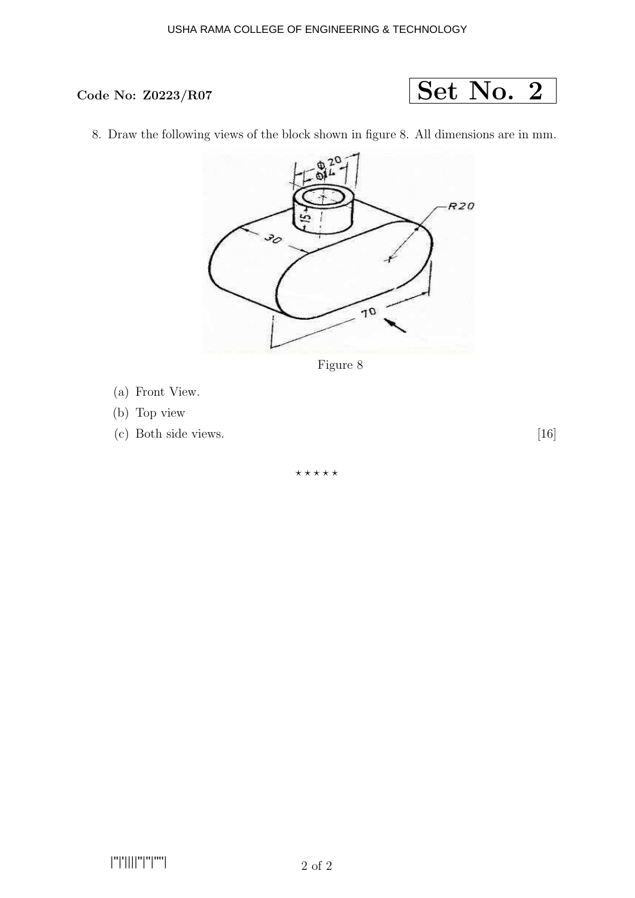**Code No: Z0223/R07**

**Set No. 2**

8. Draw the following views of the block shown in figure 8. All dimensions are in mm.

Figure 8

(a) Front View.

(b) Top view

(c) Both side views. [16]

⋆ ⋆ ⋆ ⋆ ⋆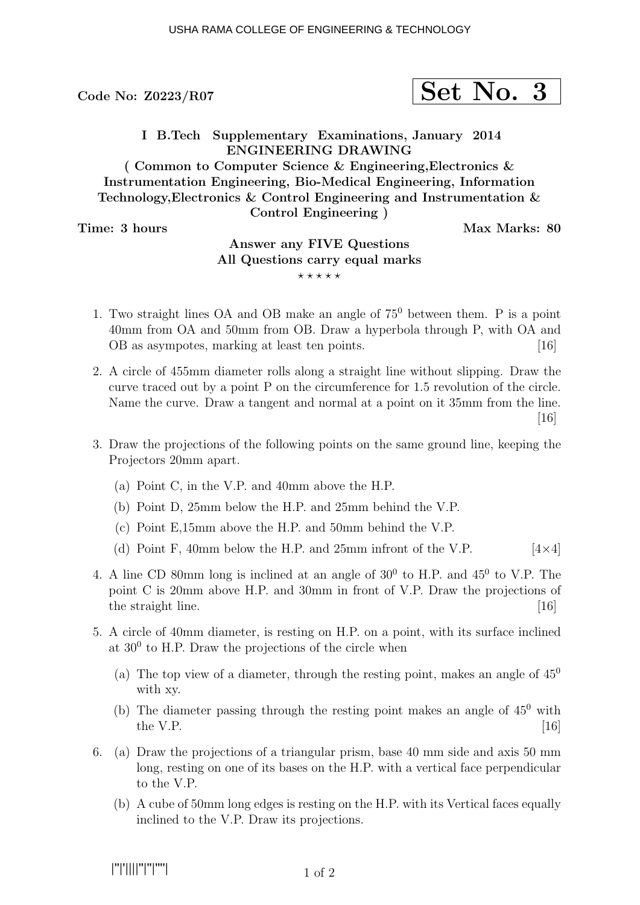Code No: Z0223/R07

**Set No. 3**

**I B.Tech Supplementary Examinations, January 2014**
**ENGINEERING DRAWING**
**( Common to Computer Science & Engineering, Electronics & Instrumentation Engineering, Bio-Medical Engineering, Information Technology, Electronics & Control Engineering and Instrumentation & Control Engineering )**

**Time: 3 hours** | **Max Marks: 80**

**Answer any FIVE Questions**
**All Questions carry equal marks**

⋆ ⋆ ⋆ ⋆ ⋆

1. Two straight lines OA and OB make an angle of $75^0$ between them. P is a point 40mm from OA and 50mm from OB. Draw a hyperbola through P, with OA and OB as asympotes, marking at least ten points. [16]

2. A circle of 455mm diameter rolls along a straight line without slipping. Draw the curve traced out by a point P on the circumference for 1.5 revolution of the circle. Name the curve. Draw a tangent and normal at a point on it 35mm from the line. [16]

3. Draw the projections of the following points on the same ground line, keeping the Projectors 20mm apart.
   (a) Point C, in the V.P. and 40mm above the H.P.
   (b) Point D, 25mm below the H.P. and 25mm behind the V.P.
   (c) Point E,15mm above the H.P. and 50mm behind the V.P.
   (d) Point F, 40mm below the H.P. and 25mm infront of the V.P. [4×4]

4. A line CD 80mm long is inclined at an angle of $30^0$ to H.P. and $45^0$ to V.P. The point C is 20mm above H.P. and 30mm in front of V.P. Draw the projections of the straight line. [16]

5. A circle of 40mm diameter, is resting on H.P. on a point, with its surface inclined at $30^0$ to H.P. Draw the projections of the circle when
   (a) The top view of a diameter, through the resting point, makes an angle of $45^0$ with xy.
   (b) The diameter passing through the resting point makes an angle of $45^0$ with the V.P. [16]

6. (a) Draw the projections of a triangular prism, base 40 mm side and axis 50 mm long, resting on one of its bases on the H.P. with a vertical face perpendicular to the V.P.
   (b) A cube of 50mm long edges is resting on the H.P. with its Vertical faces equally inclined to the V.P. Draw its projections.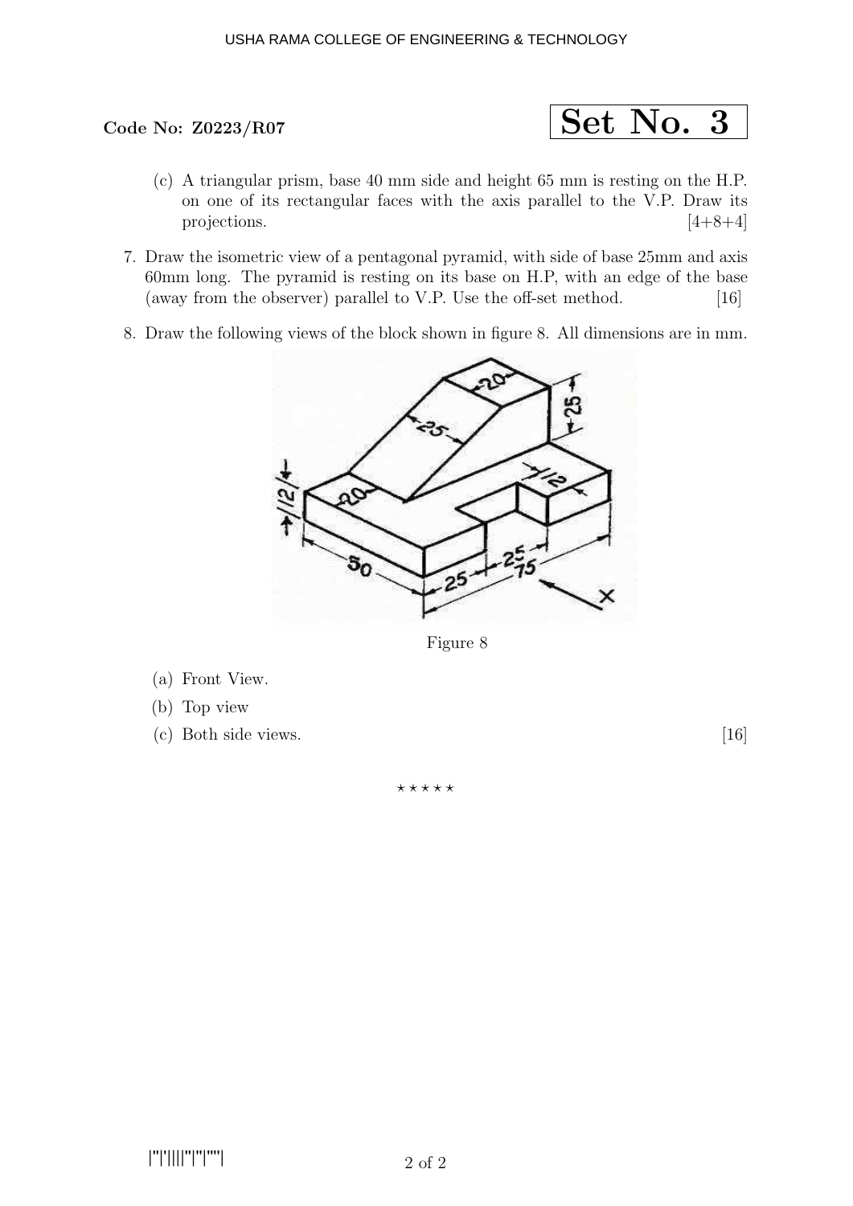Code No: Z0223/R07

**Set No. 3**

(c) A triangular prism, base 40 mm side and height 65 mm is resting on the H.P. on one of its rectangular faces with the axis parallel to the V.P. Draw its projections. [4+8+4]

7. Draw the isometric view of a pentagonal pyramid, with side of base 25mm and axis 60mm long. The pyramid is resting on its base on H.P, with an edge of the base (away from the observer) parallel to V.P. Use the off-set method. [16]

8. Draw the following views of the block shown in figure 8. All dimensions are in mm.

Figure 8

(a) Front View.

(b) Top view

(c) Both side views. [16]

⋆ ⋆ ⋆ ⋆ ⋆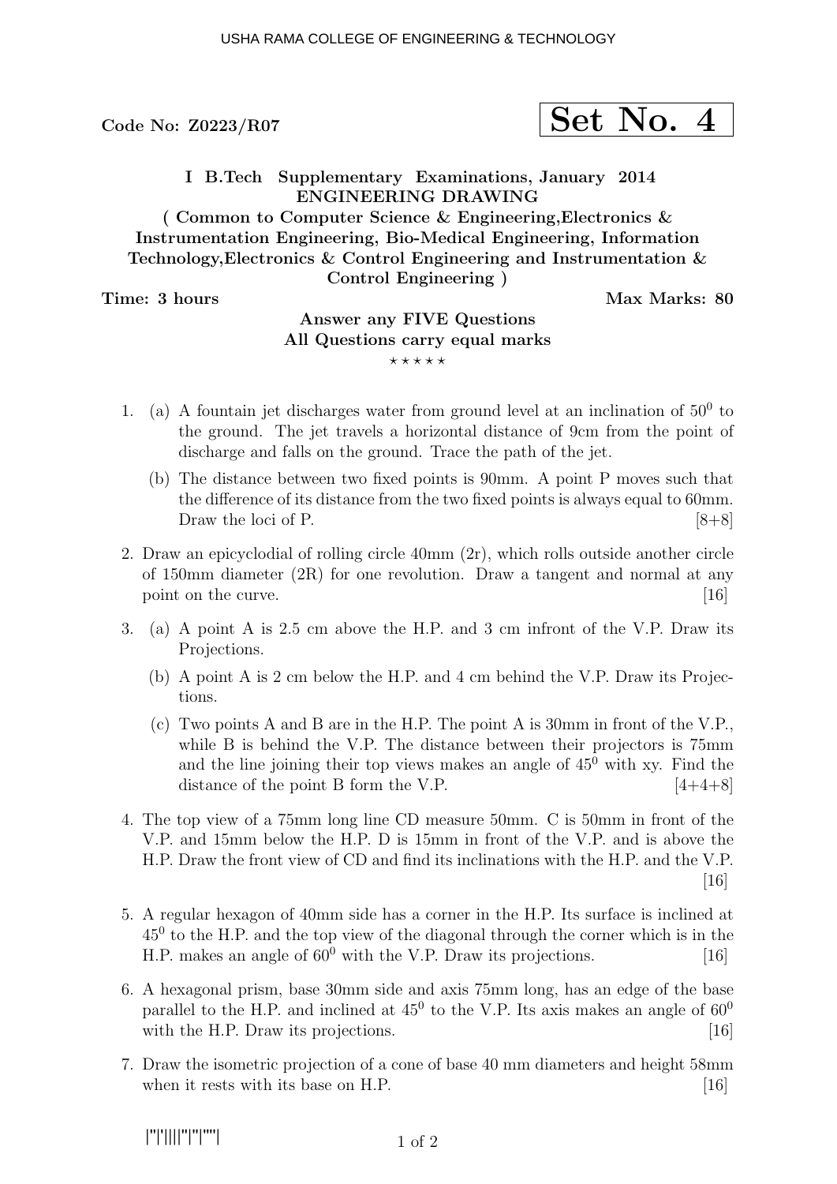Code No: Z0223/R07

**Set No. 4**

**I B.Tech Supplementary Examinations, January 2014**
**ENGINEERING DRAWING**
**( Common to Computer Science & Engineering,Electronics & Instrumentation Engineering, Bio-Medical Engineering, Information Technology,Electronics & Control Engineering and Instrumentation & Control Engineering )**

**Time: 3 hours** **Max Marks: 80**

**Answer any FIVE Questions**
**All Questions carry equal marks**

⋆ ⋆ ⋆ ⋆ ⋆

1. (a) A fountain jet discharges water from ground level at an inclination of $50^0$ to the ground. The jet travels a horizontal distance of 9cm from the point of discharge and falls on the ground. Trace the path of the jet.

   (b) The distance between two fixed points is 90mm. A point P moves such that the difference of its distance from the two fixed points is always equal to 60mm. Draw the loci of P. [8+8]

2. Draw an epicyclodial of rolling circle 40mm (2r), which rolls outside another circle of 150mm diameter (2R) for one revolution. Draw a tangent and normal at any point on the curve. [16]

3. (a) A point A is 2.5 cm above the H.P. and 3 cm infront of the V.P. Draw its Projections.

   (b) A point A is 2 cm below the H.P. and 4 cm behind the V.P. Draw its Projections.

   (c) Two points A and B are in the H.P. The point A is 30mm in front of the V.P., while B is behind the V.P. The distance between their projectors is 75mm and the line joining their top views makes an angle of $45^0$ with xy. Find the distance of the point B form the V.P. [4+4+8]

4. The top view of a 75mm long line CD measure 50mm. C is 50mm in front of the V.P. and 15mm below the H.P. D is 15mm in front of the V.P. and is above the H.P. Draw the front view of CD and find its inclinations with the H.P. and the V.P. [16]

5. A regular hexagon of 40mm side has a corner in the H.P. Its surface is inclined at $45^0$ to the H.P. and the top view of the diagonal through the corner which is in the H.P. makes an angle of $60^0$ with the V.P. Draw its projections. [16]

6. A hexagonal prism, base 30mm side and axis 75mm long, has an edge of the base parallel to the H.P. and inclined at $45^0$ to the V.P. Its axis makes an angle of $60^0$ with the H.P. Draw its projections. [16]

7. Draw the isometric projection of a cone of base 40 mm diameters and height 58mm when it rests with its base on H.P. [16]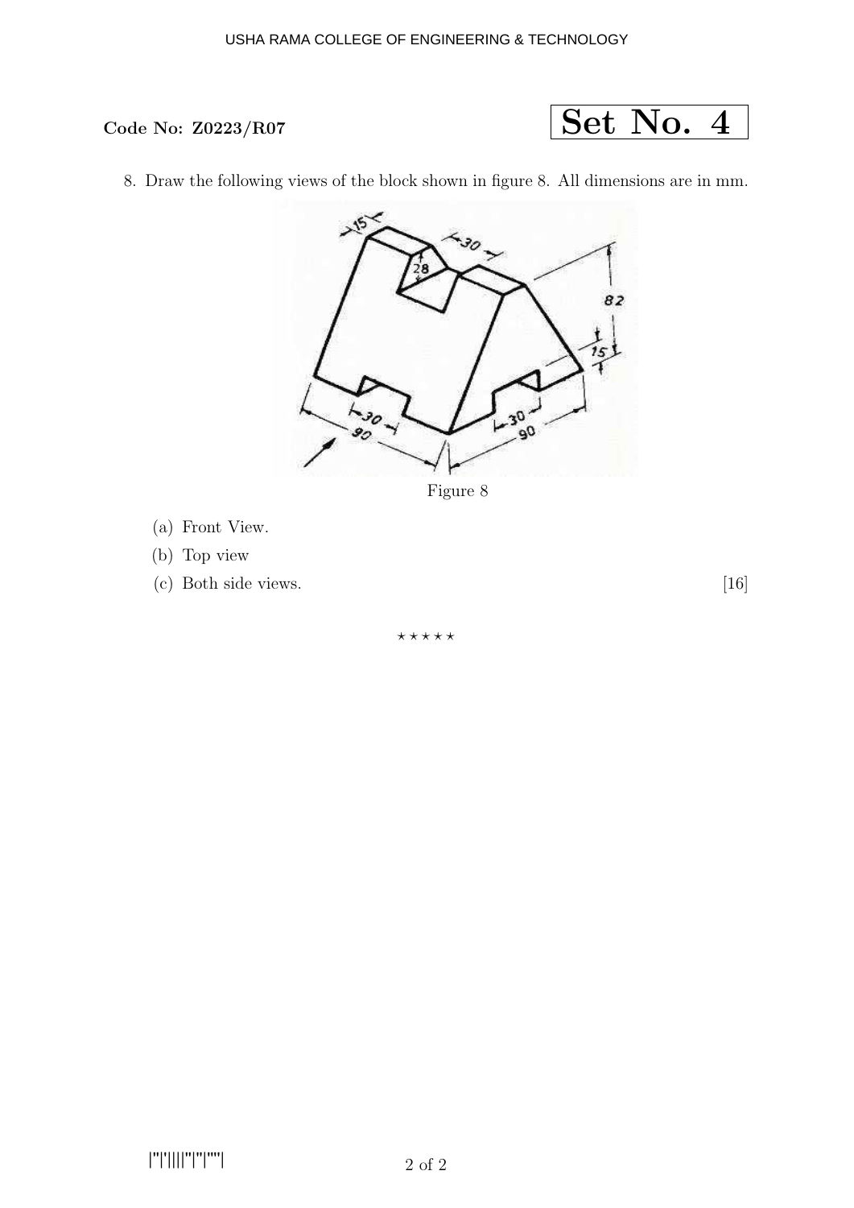**Code No: Z0223/R07**

**Set No. 4**

8. Draw the following views of the block shown in figure 8. All dimensions are in mm.

Figure 8

(a) Front View.

(b) Top view

(c) Both side views. [16]

⋆ ⋆ ⋆ ⋆ ⋆